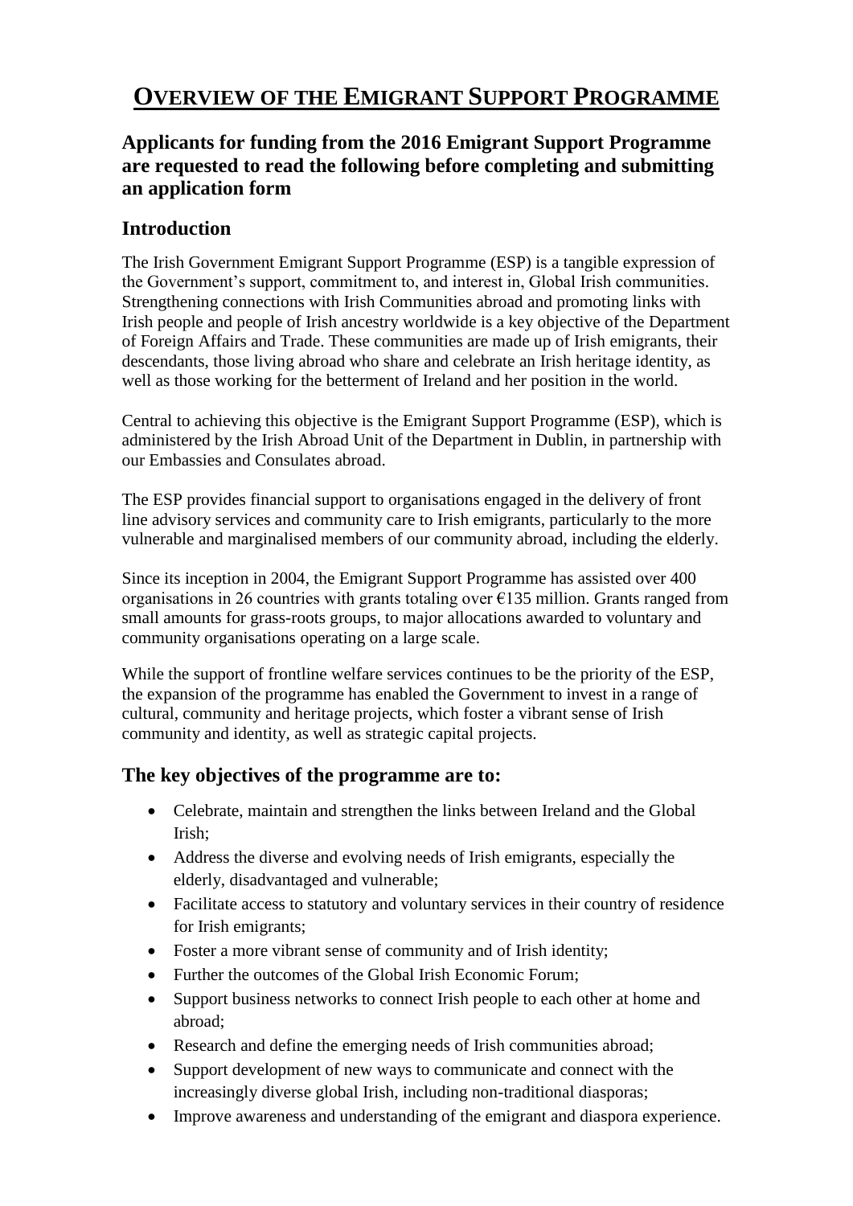# OVERVIEW OF THE EMIGRANT SUPPORT PROGRAMME

## Applicants for funding from the 2016 Emigrant Support Programme are requested to read the following before completing and submitting an application form

## Introduction

The Irish Government Emigrant Support Programme (ESP) is a tangible expression of the Government's support, commitment to, and interest in, Global Irish communities. Strengthening connections with Irish Communities abroad and promoting links with Irish people and people of Irish ancestry worldwide is a key objective of the Department of Foreign Affairs and Trade. These communities are made up of Irish emigrants, their descendants, those living abroad who share and celebrate an Irish heritage identity, as well as those working for the betterment of Ireland and her position in the world.

Central to achieving this objective is the Emigrant Support Programme (ESP), which is administered by the Irish Abroad Unit of the Department in Dublin, in partnership with our Embassies and Consulates abroad.

The ESP provides financial support to organisations engaged in the delivery of front line advisory services and community care to Irish emigrants, particularly to the more vulnerable and marginalised members of our community abroad, including the elderly.

Since its inception in 2004, the Emigrant Support Programme has assisted over 400 organisations in 26 countries with grants totaling over €135 million. Grants ranged from small amounts for grass-roots groups, to major allocations awarded to voluntary and community organisations operating on a large scale.

While the support of frontline welfare services continues to be the priority of the ESP, the expansion of the programme has enabled the Government to invest in a range of cultural, community and heritage projects, which foster a vibrant sense of Irish community and identity, as well as strategic capital projects.

## The key objectives of the programme are to:

- Celebrate, maintain and strengthen the links between Ireland and the Global Irish;
- Address the diverse and evolving needs of Irish emigrants, especially the elderly, disadvantaged and vulnerable;
- Facilitate access to statutory and voluntary services in their country of residence for Irish emigrants;
- Foster a more vibrant sense of community and of Irish identity;
- Further the outcomes of the Global Irish Economic Forum;
- Support business networks to connect Irish people to each other at home and abroad;
- Research and define the emerging needs of Irish communities abroad;
- Support development of new ways to communicate and connect with the increasingly diverse global Irish, including non-traditional diasporas;
- Improve awareness and understanding of the emigrant and diaspora experience.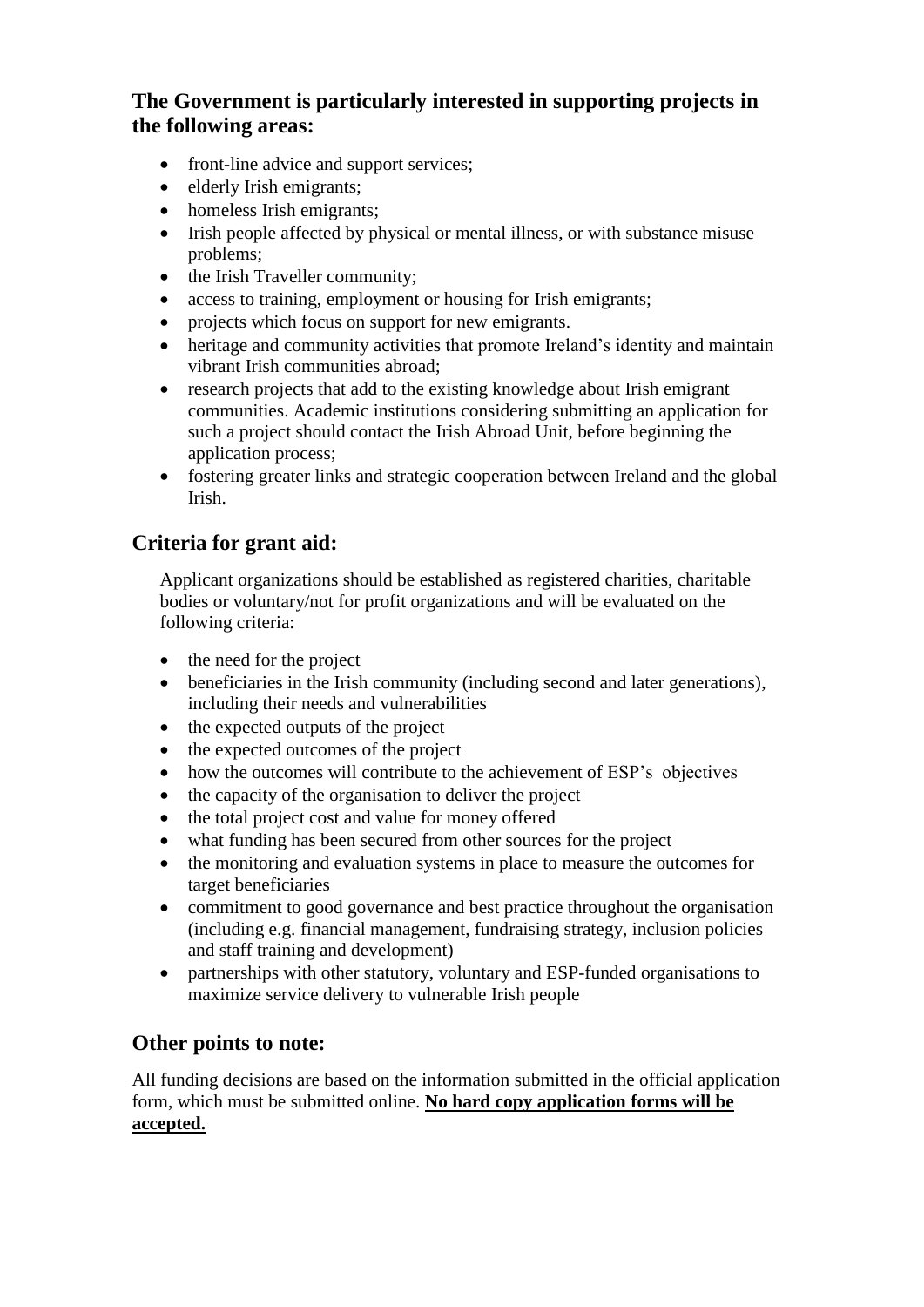## The Government is particularly interested in supporting projects in the following areas:

- front-line advice and support services;
- elderly Irish emigrants;
- homeless Irish emigrants;
- Irish people affected by physical or mental illness, or with substance misuse problems;
- the Irish Traveller community;
- access to training, employment or housing for Irish emigrants;
- projects which focus on support for new emigrants.
- heritage and community activities that promote Ireland's identity and maintain vibrant Irish communities abroad;
- research projects that add to the existing knowledge about Irish emigrant communities. Academic institutions considering submitting an application for such a project should contact the Irish Abroad Unit, before beginning the application process;
- fostering greater links and strategic cooperation between Ireland and the global Irish.

## Criteria for grant aid:

Applicant organizations should be established as registered charities, charitable bodies or voluntary/not for profit organizations and will be evaluated on the following criteria:

- the need for the project
- beneficiaries in the Irish community (including second and later generations), including their needs and vulnerabilities
- the expected outputs of the project
- the expected outcomes of the project
- how the outcomes will contribute to the achievement of ESP's objectives
- the capacity of the organisation to deliver the project
- the total project cost and value for money offered
- what funding has been secured from other sources for the project
- the monitoring and evaluation systems in place to measure the outcomes for target beneficiaries
- commitment to good governance and best practice throughout the organisation (including e.g. financial management, fundraising strategy, inclusion policies and staff training and development)
- partnerships with other statutory, voluntary and ESP-funded organisations to maximize service delivery to vulnerable Irish people

## Other points to note:

All funding decisions are based on the information submitted in the official application form, which must be submitted online. **No hard copy application forms will be accepted.**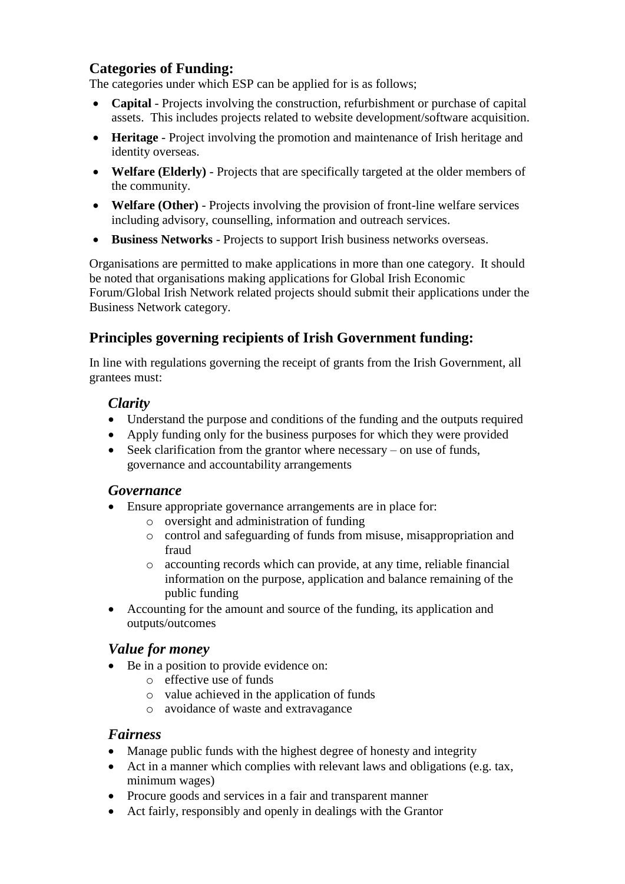## Categories of Funding:

The categories under which ESP can be applied for is as follows;

- **Capital** - Projects involving the construction, refurbishment or purchase of capital assets. This includes projects related to website development/software acquisition.
- **Heritage** - Project involving the promotion and maintenance of Irish heritage and identity overseas.
- **Welfare (Elderly)** - Projects that are specifically targeted at the older members of the community.
- **Welfare (Other)** - Projects involving the provision of front-line welfare services including advisory, counselling, information and outreach services.
- **Business Networks** - Projects to support Irish business networks overseas.

Organisations are permitted to make applications in more than one category. It should be noted that organisations making applications for Global Irish Economic Forum/Global Irish Network related projects should submit their applications under the Business Network category.

## Principles governing recipients of Irish Government funding:

In line with regulations governing the receipt of grants from the Irish Government, all grantees must:

### *Clarity*

- Understand the purpose and conditions of the funding and the outputs required
- Apply funding only for the business purposes for which they were provided
- Seek clarification from the grantor where necessary – on use of funds, governance and accountability arrangements

### *Governance*

- Ensure appropriate governance arrangements are in place for:
  - oversight and administration of funding
  - control and safeguarding of funds from misuse, misappropriation and fraud
  - accounting records which can provide, at any time, reliable financial information on the purpose, application and balance remaining of the public funding
- Accounting for the amount and source of the funding, its application and outputs/outcomes

### *Value for money*

- Be in a position to provide evidence on:
  - effective use of funds
  - value achieved in the application of funds
  - avoidance of waste and extravagance

### *Fairness*

- Manage public funds with the highest degree of honesty and integrity
- Act in a manner which complies with relevant laws and obligations (e.g. tax, minimum wages)
- Procure goods and services in a fair and transparent manner
- Act fairly, responsibly and openly in dealings with the Grantor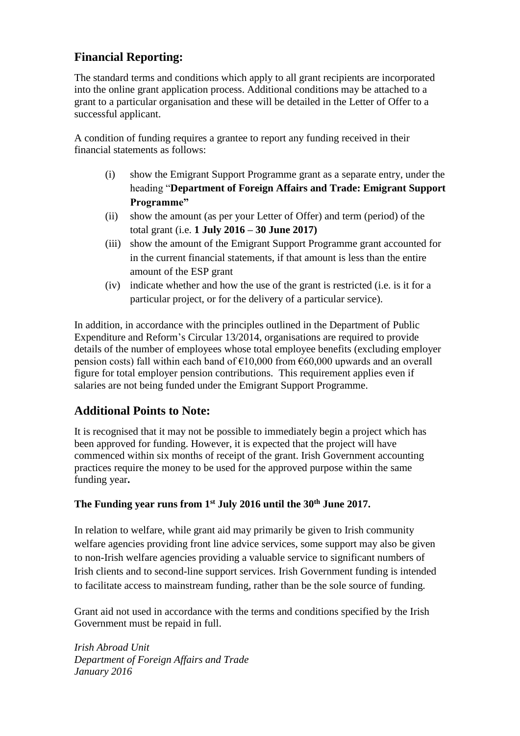## Financial Reporting:

The standard terms and conditions which apply to all grant recipients are incorporated into the online grant application process. Additional conditions may be attached to a grant to a particular organisation and these will be detailed in the Letter of Offer to a successful applicant.

A condition of funding requires a grantee to report any funding received in their financial statements as follows:

(i) show the Emigrant Support Programme grant as a separate entry, under the heading "**Department of Foreign Affairs and Trade: Emigrant Support Programme"**

(ii) show the amount (as per your Letter of Offer) and term (period) of the total grant (i.e. **1 July 2016 – 30 June 2017)**

(iii) show the amount of the Emigrant Support Programme grant accounted for in the current financial statements, if that amount is less than the entire amount of the ESP grant

(iv) indicate whether and how the use of the grant is restricted (i.e. is it for a particular project, or for the delivery of a particular service).

In addition, in accordance with the principles outlined in the Department of Public Expenditure and Reform's Circular 13/2014, organisations are required to provide details of the number of employees whose total employee benefits (excluding employer pension costs) fall within each band of €10,000 from €60,000 upwards and an overall figure for total employer pension contributions. This requirement applies even if salaries are not being funded under the Emigrant Support Programme.

## Additional Points to Note:

It is recognised that it may not be possible to immediately begin a project which has been approved for funding. However, it is expected that the project will have commenced within six months of receipt of the grant. Irish Government accounting practices require the money to be used for the approved purpose within the same funding year**.**

**The Funding year runs from 1st July 2016 until the 30th June 2017.**

In relation to welfare, while grant aid may primarily be given to Irish community welfare agencies providing front line advice services, some support may also be given to non-Irish welfare agencies providing a valuable service to significant numbers of Irish clients and to second-line support services. Irish Government funding is intended to facilitate access to mainstream funding, rather than be the sole source of funding.

Grant aid not used in accordance with the terms and conditions specified by the Irish Government must be repaid in full.

*Irish Abroad Unit*
*Department of Foreign Affairs and Trade*
*January 2016*